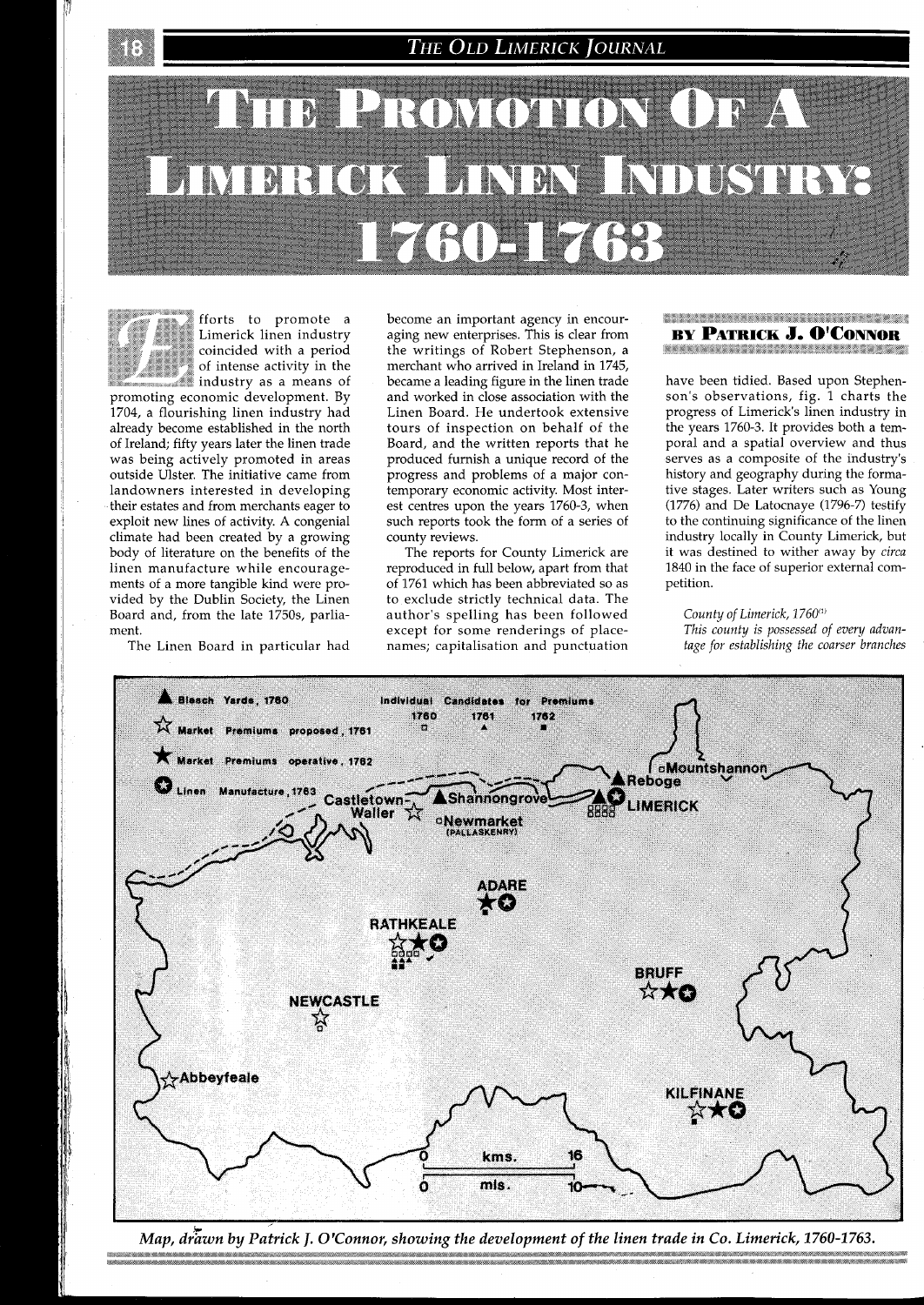# The Promotion Of A Limerick Linen Industry: 1760-1763

**By Patrick J. O'Connor**

Efforts to promote a Limerick linen industry coincided with a period of intense activity in the industry as a means of promoting economic development. By 1704, a flourishing linen industry had already become established in the north of Ireland; fifty years later the linen trade was being actively promoted in areas outside Ulster. The initiative came from landowners interested in developing their estates and from merchants eager to exploit new lines of activity. A congenial climate had been created by a growing body of literature on the benefits of the linen manufacture while encouragements of a more tangible kind were provided by the Dublin Society, the Linen Board and, from the late 1750s, parliament.

The Linen Board in particular had become an important agency in encouraging new enterprises. This is clear from the writings of Robert Stephenson, a merchant who arrived in Ireland in 1745, became a leading figure in the linen trade and worked in close association with the Linen Board. He undertook extensive tours of inspection on behalf of the Board, and the written reports that he produced furnish a unique record of the progress and problems of a major contemporary economic activity. Most interest centres upon the years 1760-3, when such reports took the form of a series of county reviews.

The reports for County Limerick are reproduced in full below, apart from that of 1761 which has been abbreviated so as to exclude strictly technical data. The author's spelling has been followed except for some renderings of place-names; capitalisation and punctuation have been tidied. Based upon Stephenson's observations, fig. 1 charts the progress of Limerick's linen industry in the years 1760-3. It provides both a temporal and a spatial overview and thus serves as a composite of the industry's history and geography during the formative stages. Later writers such as Young (1776) and De Latocnaye (1796-7) testify to the continuing significance of the linen industry locally in County Limerick, but it was destined to wither away by *circa* 1840 in the face of superior external competition.

*County of Limerick, 1760*[1]

*This county is possessed of every advantage for establishing the coarser branches*

*Map, drawn by Patrick J. O'Connor, showing the development of the linen trade in Co. Limerick, 1760-1763.*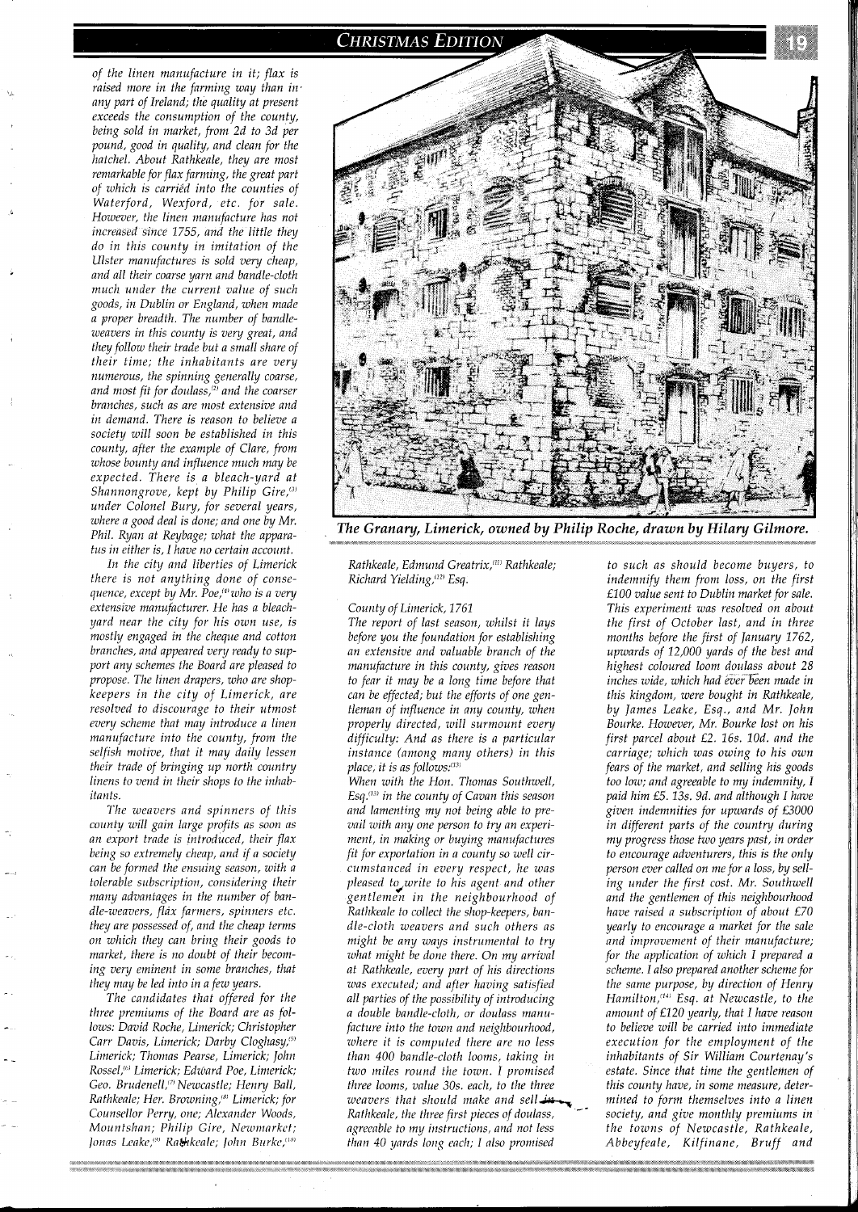of the linen manufacture in it; flax is raised more in the farming way than in any part of Ireland; the quality at present exceeds the consumption of the county, being sold in market, from 2d to 3d per pound, good in quality, and clean for the hatchel. About Rathkeale, they are most remarkable for flax farming, the great part of which is carried into the counties of Waterford, Wexford, etc. for sale. However, the linen manufacture has not increased since 1755, and the little they do in this county in imitation of the Ulster manufactures is sold very cheap, and all their coarse yarn and bandle-cloth much under the current value of such goods, in Dublin or England, when made a proper breadth. The number of bandle-weavers in this county is very great, and they follow their trade but a small share of their time; the inhabitants are very numerous, the spinning generally coarse, and most fit for doulass,[2] and the coarser branches, such as are most extensive and in demand. There is reason to believe a society will soon be established in this county, after the example of Clare, from whose bounty and influence much may be expected. There is a bleach-yard at Shannongrove, kept by Philip Gire,[3] under Colonel Bury, for several years, where a good deal is done; and one by Mr. Phil. Ryan at Reybage; what the apparatus in either is, I have no certain account.

In the city and liberties of Limerick there is not anything done of consequence, except by Mr. Poe,[4] who is a very extensive manufacturer. He has a bleach-yard near the city for his own use, is mostly engaged in the cheque and cotton branches, and appeared very ready to support any schemes the Board are pleased to propose. The linen drapers, who are shop-keepers in the city of Limerick, are resolved to discourage to their utmost every scheme that may introduce a linen manufacture into the county, from the selfish motive, that it may daily lessen their trade of bringing up north country linens to vend in their shops to the inhabitants.

The weavers and spinners of this county will gain large profits as soon as an export trade is introduced, their flax being so extremely cheap, and if a society can be formed the ensuing season, with a tolerable subscription, considering their many advantages in the number of bandle-weavers, flax farmers, spinners etc. they are possessed of, and the cheap terms on which they can bring their goods to market, there is no doubt of their becoming very eminent in some branches, that they may be led into in a few years.

The candidates that offered for the three premiums of the Board are as follows: David Roche, Limerick; Christopher Carr Davis, Limerick; Darby Cloghasy,[5] Limerick; Thomas Pearse, Limerick; John Rossel,[6] Limerick; Edward Poe, Limerick; Geo. Brudenell,[7] Newcastle; Henry Ball, Rathkeale; Her. Browning,[8] Limerick; for Counsellor Perry, one; Alexander Woods, Mountshan; Philip Gire, Newmarket; Jonas Leake,[9] Rathkeale; John Burke,[10] Rathkeale, Edmund Greatrix,[11] Rathkeale; Richard Yielding,[12] Esq.

**The Granary, Limerick, owned by Philip Roche, drawn by Hilary Gilmore.**

*County of Limerick, 1761*

The report of last season, whilst it lays before you the foundation for establishing an extensive and valuable branch of the manufacture in this county, gives reason to fear it may be a long time before that can be effected; but the efforts of one gentleman of influence in any county, when properly directed, will surmount every difficulty: And as there is a particular instance (among many others) in this place, it is as follows:[13]

When with the Hon. Thomas Southwell, Esq.[13] in the county of Cavan this season and lamenting my not being able to prevail with any one person to try an experiment, in making or buying manufactures fit for exportation in a county so well circumstanced in every respect, he was pleased to write to his agent and other gentlemen in the neighbourhood of Rathkeale to collect the shop-keepers, bandle-cloth weavers and such others as might be any ways instrumental to try what might be done there. On my arrival at Rathkeale, every part of his directions was executed; and after having satisfied all parties of the possibility of introducing a double bandle-cloth, or doulass manufacture into the town and neighbourhood, where it is computed there are no less than 400 bandle-cloth looms, taking in two miles round the town. I promised three looms, value 30s. each, to the three weavers that should make and sell in Rathkeale, the three first pieces of doulass, agreeable to my instructions, and not less than 40 yards long each; I also promised to such as should become buyers, to indemnify them from loss, on the first £100 value sent to Dublin market for sale. This experiment was resolved on about the first of October last, and in three months before the first of January 1762, upwards of 12,000 yards of the best and highest coloured loom doulass about 28 inches wide, which had ever been made in this kingdom, were bought in Rathkeale, by James Leake, Esq., and Mr. John Bourke. However, Mr. Bourke lost on his first parcel about £2. 16s. 10d. and the carriage; which was owing to his own fears of the market, and selling his goods too low; and agreeable to my indemnity, I paid him £5. 13s. 9d. and although I have given indemnities for upwards of £3000 in different parts of the country during my progress those two years past, in order to encourage adventurers, this is the only person ever called on me for a loss, by selling under the first cost. Mr. Southwell and the gentlemen of this neighbourhood have raised a subscription of about £70 yearly to encourage a market for the sale and improvement of their manufacture; for the application of which I prepared a scheme. I also prepared another scheme for the same purpose, by direction of Henry Hamilton,[14] Esq. at Newcastle, to the amount of £120 yearly, that I have reason to believe will be carried into immediate execution for the employment of the inhabitants of Sir William Courtenay's estate. Since that time the gentlemen of this county have, in some measure, determined to form themselves into a linen society, and give monthly premiums in the towns of Newcastle, Rathkeale, Abbeyfeale, Kilfinane, Bruff and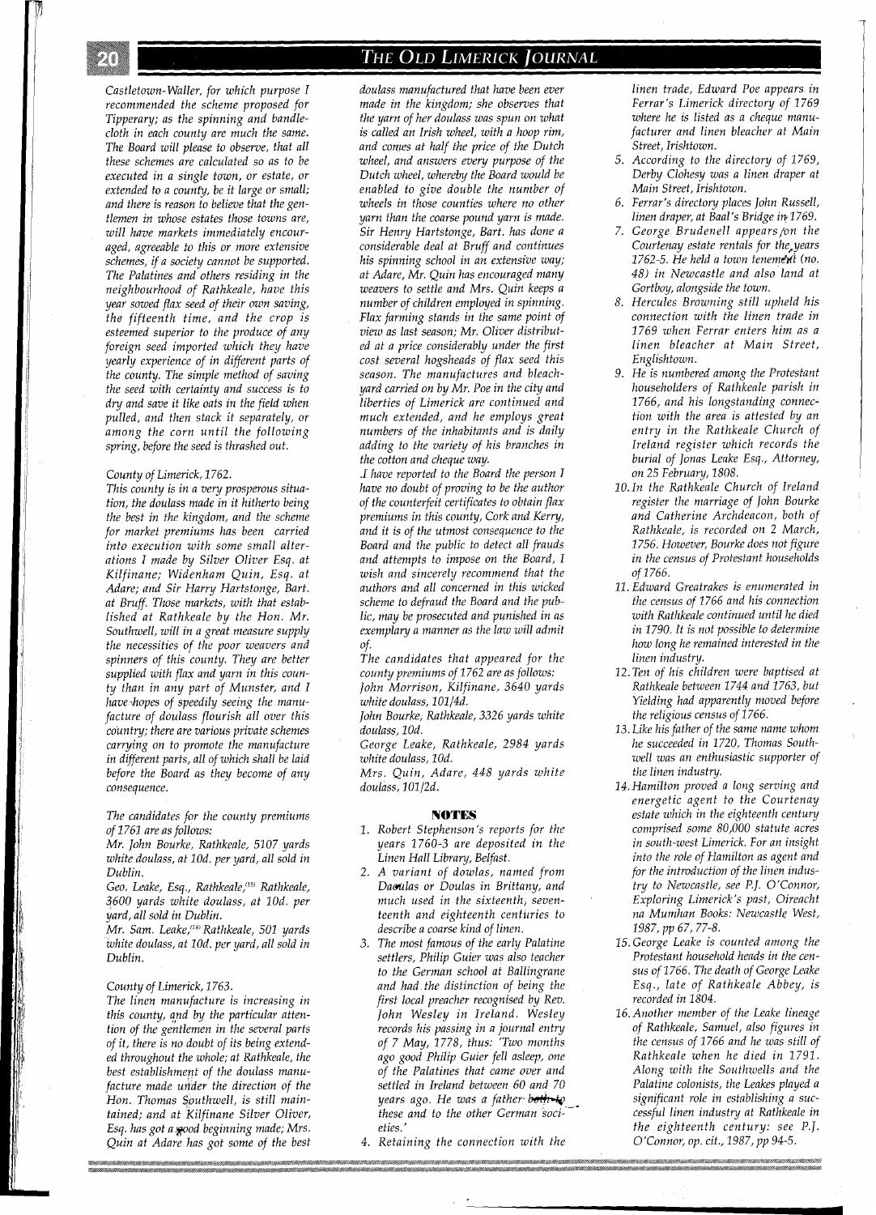*Castletown-Waller, for which purpose I recommended the scheme proposed for Tipperary; as the spinning and bandle-cloth in each county are much the same. The Board will please to observe, that all these schemes are calculated so as to be executed in a single town, or estate, or extended to a county, be it large or small; and there is reason to believe that the gentlemen in whose estates those towns are, will have markets immediately encouraged, agreeable to this or more extensive schemes, if a society cannot be supported. The Palatines and others residing in the neighbourhood of Rathkeale, have this year sowed flax seed of their own saving, the fifteenth time, and the crop is esteemed superior to the produce of any foreign seed imported which they have yearly experience of in different parts of the county. The simple method of saving the seed with certainty and success is to dry and save it like oats in the field when pulled, and then stack it separately, or among the corn until the following spring, before the seed is thrashed out.*

*County of Limerick, 1762.*

*This county is in a very prosperous situation, the doulass made in it hitherto being the best in the kingdom, and the scheme for market premiums has been carried into execution with some small alterations I made by Silver Oliver Esq. at Kilfinane; Widenham Quin, Esq. at Adare; and Sir Harry Hartstonge, Bart. at Bruff. Those markets, with that established at Rathkeale by the Hon. Mr. Southwell, will in a great measure supply the necessities of the poor weavers and spinners of this county. They are better supplied with flax and yarn in this county than in any part of Munster, and I have hopes of speedily seeing the manufacture of doulass flourish all over this country; there are various private schemes carrying on to promote the manufacture in different parts, all of which shall be laid before the Board as they become of any consequence.*

*The candidates for the county premiums of 1761 are as follows:*

*Mr. John Bourke, Rathkeale, 5107 yards white doulass, at 10d. per yard, all sold in Dublin.*

*Geo. Leake, Esq., Rathkeale,[15] Rathkeale, 3600 yards white doulass, at 10d. per yard, all sold in Dublin.*

*Mr. Sam. Leake,[16] Rathkeale, 501 yards white doulass, at 10d. per yard, all sold in Dublin.*

*County of Limerick, 1763.*

*The linen manufacture is increasing in this county, and by the particular attention of the gentlemen in the several parts of it, there is no doubt of its being extended throughout the whole; at Rathkeale, the best establishment of the doulass manufacture made under the direction of the Hon. Thomas Southwell, is still maintained; and at Kilfinane Silver Oliver, Esq. has got a good beginning made; Mrs. Quin at Adare has got some of the best doulass manufactured that have been ever made in the kingdom; she observes that the yarn of her doulass was spun on what is called an Irish wheel, with a hoop rim, and comes at half the price of the Dutch wheel, and answers every purpose of the Dutch wheel, whereby the Board would be enabled to give double the number of wheels in those counties where no other yarn than the coarse pound yarn is made. Sir Henry Hartstonge, Bart. has done a considerable deal at Bruff and continues his spinning school in an extensive way; at Adare, Mr. Quin has encouraged many weavers to settle and Mrs. Quin keeps a number of children employed in spinning. Flax farming stands in the same point of view as last season; Mr. Oliver distributed at a price considerably under the first cost several hogsheads of flax seed this season. The manufactures and bleach-yard carried on by Mr. Poe in the city and liberties of Limerick are continued and much extended, and he employs great numbers of the inhabitants and is daily adding to the variety of his branches in the cotton and cheque way.*

*I have reported to the Board the person I have no doubt of proving to be the author of the counterfeit certificates to obtain flax premiums in this county, Cork and Kerry, and it is of the utmost consequence to the Board and the public to detect all frauds and attempts to impose on the Board, I wish and sincerely recommend that the authors and all concerned in this wicked scheme to defraud the Board and the public, may be prosecuted and punished in as exemplary a manner as the law will admit of.*

*The candidates that appeared for the county premiums of 1762 are as follows:*

*John Morrison, Kilfinane, 3640 yards white doulass, 101/4d.*

*John Bourke, Rathkeale, 3326 yards white doulass, 10d.*

*George Leake, Rathkeale, 2984 yards white doulass, 10d.*

*Mrs. Quin, Adare, 448 yards white doulass, 101/2d.*

## NOTES

1. Robert Stephenson's reports for the years 1760-3 are deposited in the Linen Hall Library, Belfast.
2. A variant of dowlas, named from Daoulas or Doulas in Brittany, and much used in the sixteenth, seventeenth and eighteenth centuries to describe a coarse kind of linen.
3. The most famous of the early Palatine settlers, Philip Guier was also teacher to the German school at Ballingrane and had the distinction of being the first local preacher recognised by Rev. John Wesley in Ireland. Wesley records his passing in a journal entry of 7 May, 1778, thus: 'Two months ago good Philip Guier fell asleep, one of the Palatines that came over and settled in Ireland between 60 and 70 years ago. He was a father both to these and to the other German societies.'
4. Retaining the connection with the linen trade, Edward Poe appears in Ferrar's Limerick directory of 1769 where he is listed as a cheque manufacturer and linen bleacher at Main Street, Irishtown.
5. According to the directory of 1769, Derby Clohesy was a linen draper at Main Street, Irishtown.
6. Ferrar's directory places John Russell, linen draper, at Baal's Bridge in 1769.
7. George Brudenell appears on the Courtenay estate rentals for the years 1762-5. He held a town tenement (no. 48) in Newcastle and also land at Gortboy, alongside the town.
8. Hercules Browning still upheld his connection with the linen trade in 1769 when Ferrar enters him as a linen bleacher at Main Street, Englishtown.
9. He is numbered among the Protestant householders of Rathkeale parish in 1766, and his longstanding connection with the area is attested by an entry in the Rathkeale Church of Ireland register which records the burial of Jonas Leake Esq., Attorney, on 25 February, 1808.
10. In the Rathkeale Church of Ireland register the marriage of John Bourke and Catherine Archdeacon, both of Rathkeale, is recorded on 2 March, 1756. However, Bourke does not figure in the census of Protestant households of 1766.
11. Edward Greatrakes is enumerated in the census of 1766 and his connection with Rathkeale continued until he died in 1790. It is not possible to determine how long he remained interested in the linen industry.
12. Ten of his children were baptised at Rathkeale between 1744 and 1763, but Yielding had apparently moved before the religious census of 1766.
13. Like his father of the same name whom he succeeded in 1720, Thomas Southwell was an enthusiastic supporter of the linen industry.
14. Hamilton proved a long serving and energetic agent to the Courtenay estate which in the eighteenth century comprised some 80,000 statute acres in south-west Limerick. For an insight into the role of Hamilton as agent and for the introduction of the linen industry to Newcastle, see P.J. O'Connor, *Exploring Limerick's past*, Oireacht na Mumhan Books: Newcastle West, 1987, pp 67, 77-8.
15. George Leake is counted among the Protestant household heads in the census of 1766. The death of George Leake Esq., late of Rathkeale Abbey, is recorded in 1804.
16. Another member of the Leake lineage of Rathkeale, Samuel, also figures in the census of 1766 and he was still of Rathkeale when he died in 1791. Along with the Southwells and the Palatine colonists, the Leakes played a significant role in establishing a successful linen industry at Rathkeale in the eighteenth century: see P.J. O'Connor, op. cit., 1987, pp 94-5.